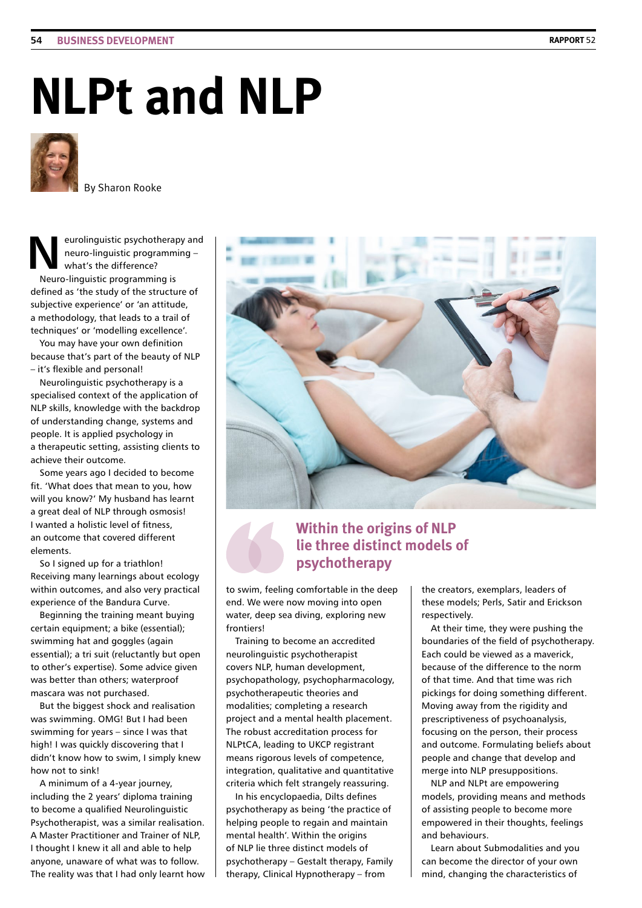# NLPt and NLP

By Sharon Rooke

Neurolinguistic psychotherapy and neuro-linguistic programming – what's the difference?

Neuro-linguistic programming is defined as 'the study of the structure of subjective experience' or 'an attitude, a methodology, that leads to a trail of techniques' or 'modelling excellence'.

You may have your own definition because that's part of the beauty of NLP – it's flexible and personal!

Neurolinguistic psychotherapy is a specialised context of the application of NLP skills, knowledge with the backdrop of understanding change, systems and people. It is applied psychology in a therapeutic setting, assisting clients to achieve their outcome.

Some years ago I decided to become fit. 'What does that mean to you, how will you know?' My husband has learnt a great deal of NLP through osmosis! I wanted a holistic level of fitness, an outcome that covered different elements.

So I signed up for a triathlon! Receiving many learnings about ecology within outcomes, and also very practical experience of the Bandura Curve.

Beginning the training meant buying certain equipment; a bike (essential); swimming hat and goggles (again essential); a tri suit (reluctantly but open to other's expertise). Some advice given was better than others; waterproof mascara was not purchased.

But the biggest shock and realisation was swimming. OMG! But I had been swimming for years – since I was that high! I was quickly discovering that I didn't know how to swim, I simply knew how not to sink!

A minimum of a 4-year journey, including the 2 years' diploma training to become a qualified Neurolinguistic Psychotherapist, was a similar realisation. A Master Practitioner and Trainer of NLP, I thought I knew it all and able to help anyone, unaware of what was to follow. The reality was that I had only learnt how to swim, feeling comfortable in the deep end. We were now moving into open water, deep sea diving, exploring new frontiers!

> **Within the origins of NLP lie three distinct models of psychotherapy**

Training to become an accredited neurolinguistic psychotherapist covers NLP, human development, psychopathology, psychopharmacology, psychotherapeutic theories and modalities; completing a research project and a mental health placement. The robust accreditation process for NLPtCA, leading to UKCP registrant means rigorous levels of competence, integration, qualitative and quantitative criteria which felt strangely reassuring.

In his encyclopaedia, Dilts defines psychotherapy as being 'the practice of helping people to regain and maintain mental health'. Within the origins of NLP lie three distinct models of psychotherapy – Gestalt therapy, Family therapy, Clinical Hypnotherapy – from the creators, exemplars, leaders of these models; Perls, Satir and Erickson respectively.

At their time, they were pushing the boundaries of the field of psychotherapy. Each could be viewed as a maverick, because of the difference to the norm of that time. And that time was rich pickings for doing something different. Moving away from the rigidity and prescriptiveness of psychoanalysis, focusing on the person, their process and outcome. Formulating beliefs about people and change that develop and merge into NLP presuppositions.

NLP and NLPt are empowering models, providing means and methods of assisting people to become more empowered in their thoughts, feelings and behaviours.

Learn about Submodalities and you can become the director of your own mind, changing the characteristics of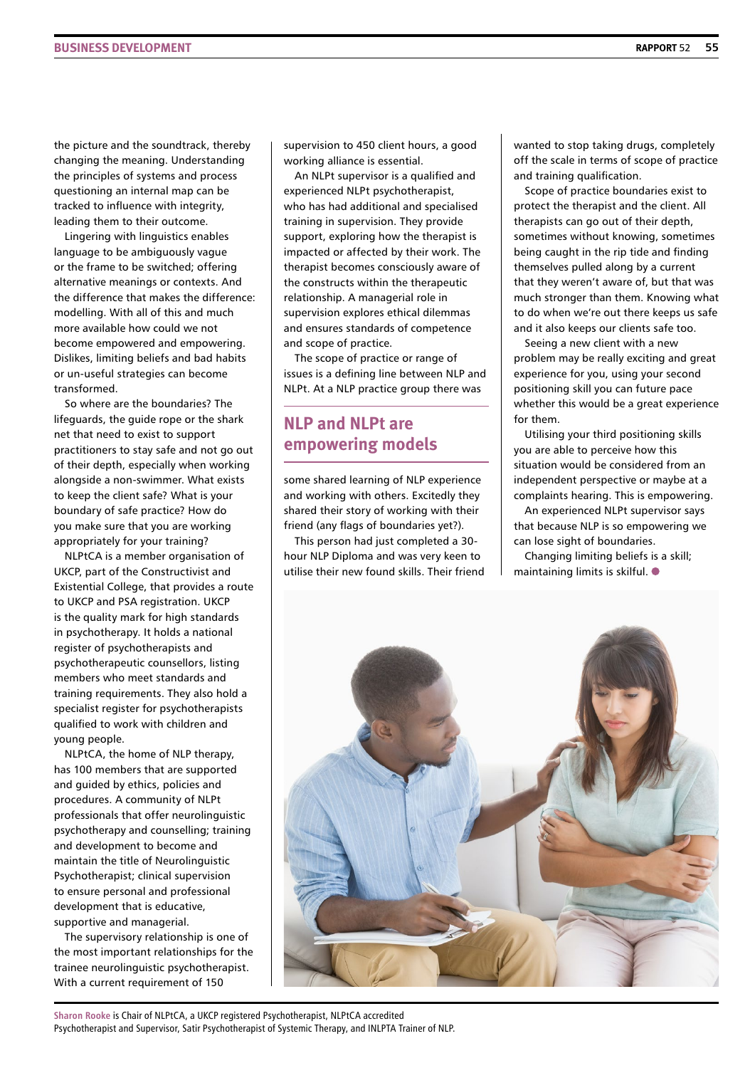the picture and the soundtrack, thereby changing the meaning. Understanding the principles of systems and process questioning an internal map can be tracked to influence with integrity, leading them to their outcome.

Lingering with linguistics enables language to be ambiguously vague or the frame to be switched; offering alternative meanings or contexts. And the difference that makes the difference: modelling. With all of this and much more available how could we not become empowered and empowering. Dislikes, limiting beliefs and bad habits or un-useful strategies can become transformed.

So where are the boundaries? The lifeguards, the guide rope or the shark net that need to exist to support practitioners to stay safe and not go out of their depth, especially when working alongside a non-swimmer. What exists to keep the client safe? What is your boundary of safe practice? How do you make sure that you are working appropriately for your training?

NLPtCA is a member organisation of UKCP, part of the Constructivist and Existential College, that provides a route to UKCP and PSA registration. UKCP is the quality mark for high standards in psychotherapy. It holds a national register of psychotherapists and psychotherapeutic counsellors, listing members who meet standards and training requirements. They also hold a specialist register for psychotherapists qualified to work with children and young people.

NLPtCA, the home of NLP therapy, has 100 members that are supported and guided by ethics, policies and procedures. A community of NLPt professionals that offer neurolinguistic psychotherapy and counselling; training and development to become and maintain the title of Neurolinguistic Psychotherapist; clinical supervision to ensure personal and professional development that is educative, supportive and managerial.

The supervisory relationship is one of the most important relationships for the trainee neurolinguistic psychotherapist. With a current requirement of 150 supervision to 450 client hours, a good working alliance is essential.

An NLPt supervisor is a qualified and experienced NLPt psychotherapist, who has had additional and specialised training in supervision. They provide support, exploring how the therapist is impacted or affected by their work. The therapist becomes consciously aware of the constructs within the therapeutic relationship. A managerial role in supervision explores ethical dilemmas and ensures standards of competence and scope of practice.

The scope of practice or range of issues is a defining line between NLP and NLPt. At a NLP practice group there was some shared learning of NLP experience and working with others. Excitedly they shared their story of working with their friend (any flags of boundaries yet?).

## NLP and NLPt are empowering models

This person had just completed a 30-hour NLP Diploma and was very keen to utilise their new found skills. Their friend wanted to stop taking drugs, completely off the scale in terms of scope of practice and training qualification.

Scope of practice boundaries exist to protect the therapist and the client. All therapists can go out of their depth, sometimes without knowing, sometimes being caught in the rip tide and finding themselves pulled along by a current that they weren't aware of, but that was much stronger than them. Knowing what to do when we're out there keeps us safe and it also keeps our clients safe too.

Seeing a new client with a new problem may be really exciting and great experience for you, using your second positioning skill you can future pace whether this would be a great experience for them.

Utilising your third positioning skills you are able to perceive how this situation would be considered from an independent perspective or maybe at a complaints hearing. This is empowering.

An experienced NLPt supervisor says that because NLP is so empowering we can lose sight of boundaries.

Changing limiting beliefs is a skill; maintaining limits is skilful.

**Sharon Rooke** is Chair of NLPtCA, a UKCP registered Psychotherapist, NLPtCA accredited Psychotherapist and Supervisor, Satir Psychotherapist of Systemic Therapy, and INLPTA Trainer of NLP.